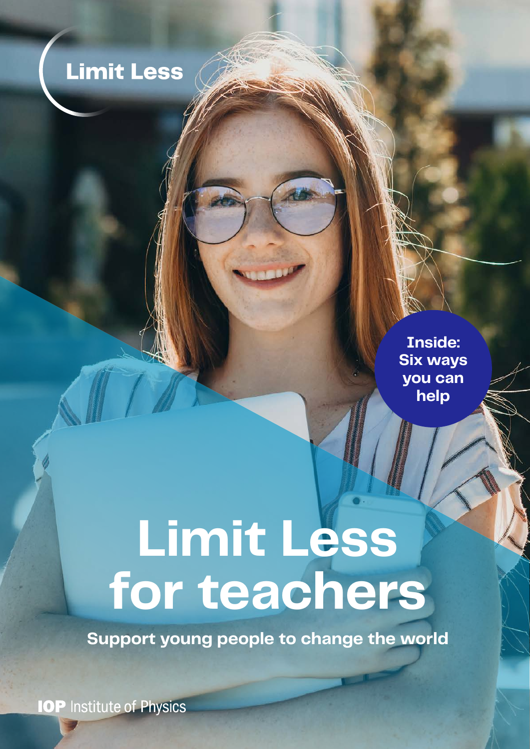Limit Less

Inside: Six ways you can help

# Limit Less for teachers

**Support young people to change the world**

IOP Institute of Physics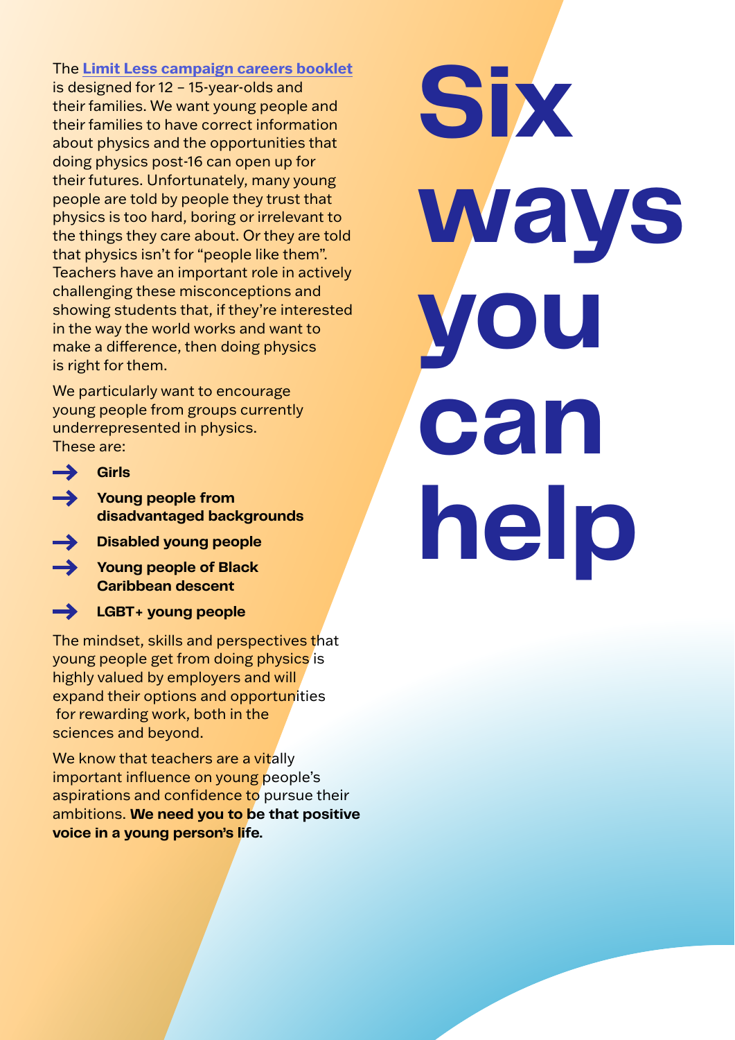# Six ways you can help

The **Limit Less campaign careers booklet** is designed for 12 – 15-year-olds and their families. We want young people and their families to have correct information about physics and the opportunities that doing physics post-16 can open up for their futures. Unfortunately, many young people are told by people they trust that physics is too hard, boring or irrelevant to the things they care about. Or they are told that physics isn't for "people like them". Teachers have an important role in actively challenging these misconceptions and showing students that, if they're interested in the way the world works and want to make a difference, then doing physics is right for them.

We particularly want to encourage young people from groups currently underrepresented in physics. These are:

- **Girls**
- **Young people from disadvantaged backgrounds**
- **Disabled young people**
- **Young people of Black Caribbean descent**
- **LGBT+ young people**

The mindset, skills and perspectives that young people get from doing physics is highly valued by employers and will expand their options and opportunities for rewarding work, both in the sciences and beyond.

We know that teachers are a vitally important influence on young people's aspirations and confidence to pursue their ambitions. **We need you to be that positive voice in a young person's life.**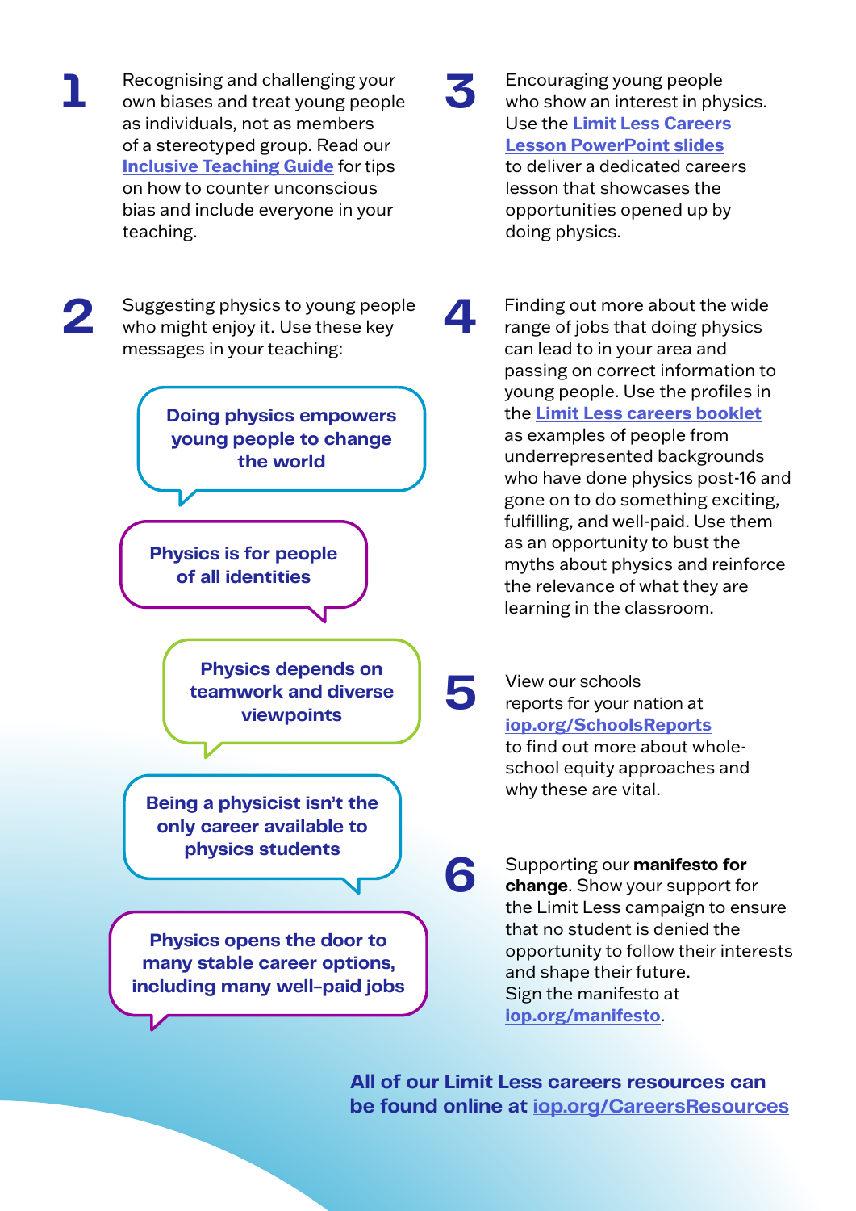**1** Recognising and challenging your own biases and treat young people as individuals, not as members of a stereotyped group. Read our **Inclusive Teaching Guide** for tips on how to counter unconscious bias and include everyone in your teaching.

**2** Suggesting physics to young people who might enjoy it. Use these key messages in your teaching:

- **Doing physics empowers young people to change the world**
- **Physics is for people of all identities**
- **Physics depends on teamwork and diverse viewpoints**
- **Being a physicist isn't the only career available to physics students**
- **Physics opens the door to many stable career options, including many well-paid jobs**

**3** Encouraging young people who show an interest in physics. Use the **Limit Less Careers Lesson PowerPoint slides** to deliver a dedicated careers lesson that showcases the opportunities opened up by doing physics.

**4** Finding out more about the wide range of jobs that doing physics can lead to in your area and passing on correct information to young people. Use the profiles in the **Limit Less careers booklet** as examples of people from underrepresented backgrounds who have done physics post-16 and gone on to do something exciting, fulfilling, and well-paid. Use them as an opportunity to bust the myths about physics and reinforce the relevance of what they are learning in the classroom.

**5** View our schools reports for your nation at **iop.org/SchoolsReports** to find out more about whole-school equity approaches and why these are vital.

**6** Supporting our **manifesto for change**. Show your support for the Limit Less campaign to ensure that no student is denied the opportunity to follow their interests and shape their future. Sign the manifesto at **iop.org/manifesto**.

**All of our Limit Less careers resources can be found online at iop.org/CareersResources**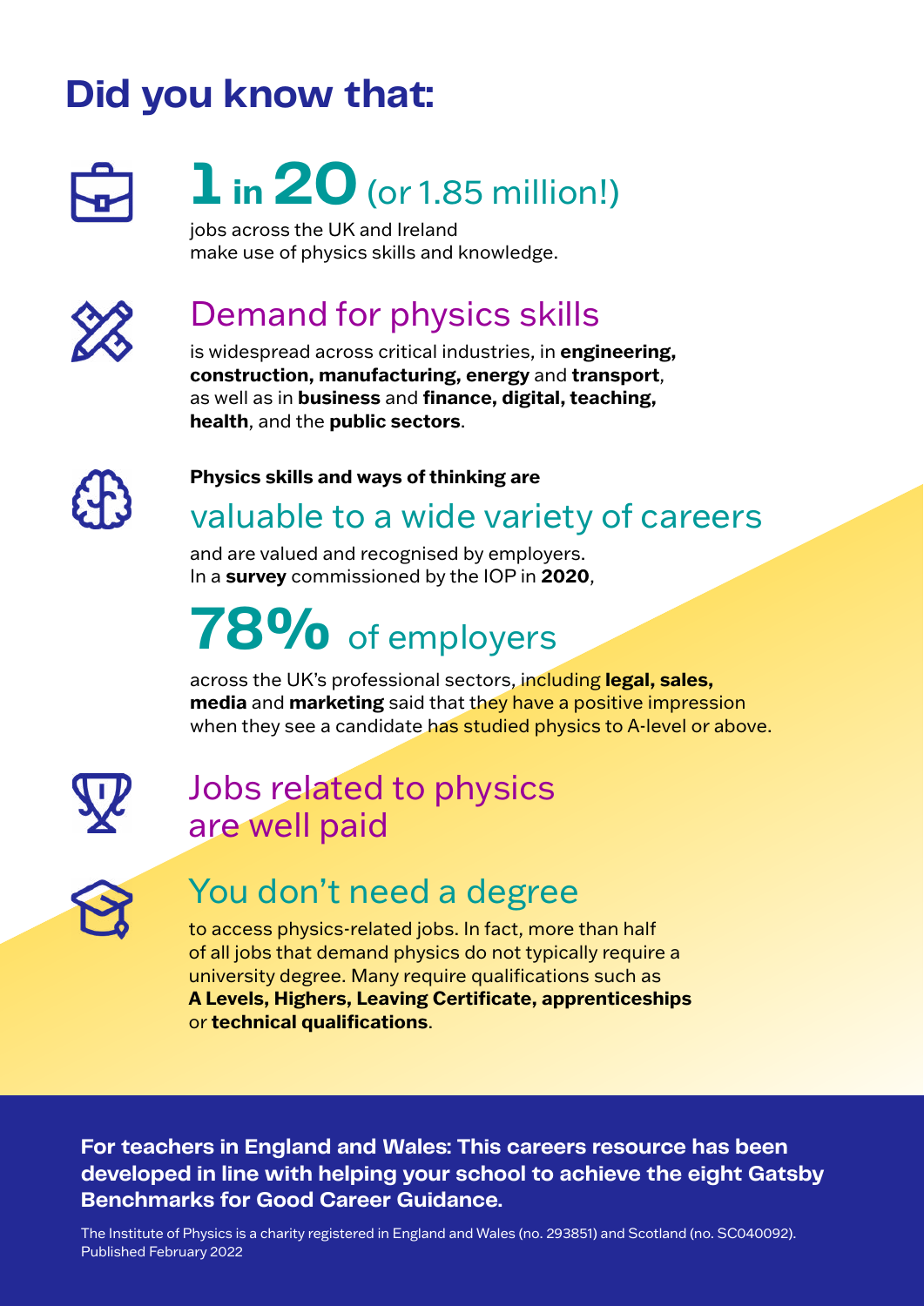# Did you know that:

## 1 in 20 (or 1.85 million!)

jobs across the UK and Ireland make use of physics skills and knowledge.

## Demand for physics skills

is widespread across critical industries, in **engineering, construction, manufacturing, energy** and **transport**, as well as in **business** and **finance, digital, teaching, health**, and the **public sectors**.

**Physics skills and ways of thinking are**

## valuable to a wide variety of careers

and are valued and recognised by employers. In a **survey** commissioned by the IOP in **2020**,

## 78% of employers

across the UK's professional sectors, including **legal, sales, media** and **marketing** said that they have a positive impression when they see a candidate has studied physics to A-level or above.

## Jobs related to physics are well paid

## You don't need a degree

to access physics-related jobs. In fact, more than half of all jobs that demand physics do not typically require a university degree. Many require qualifications such as **A Levels, Highers, Leaving Certificate, apprenticeships** or **technical qualifications**.

**For teachers in England and Wales: This careers resource has been developed in line with helping your school to achieve the eight Gatsby Benchmarks for Good Career Guidance.**

The Institute of Physics is a charity registered in England and Wales (no. 293851) and Scotland (no. SC040092). Published February 2022